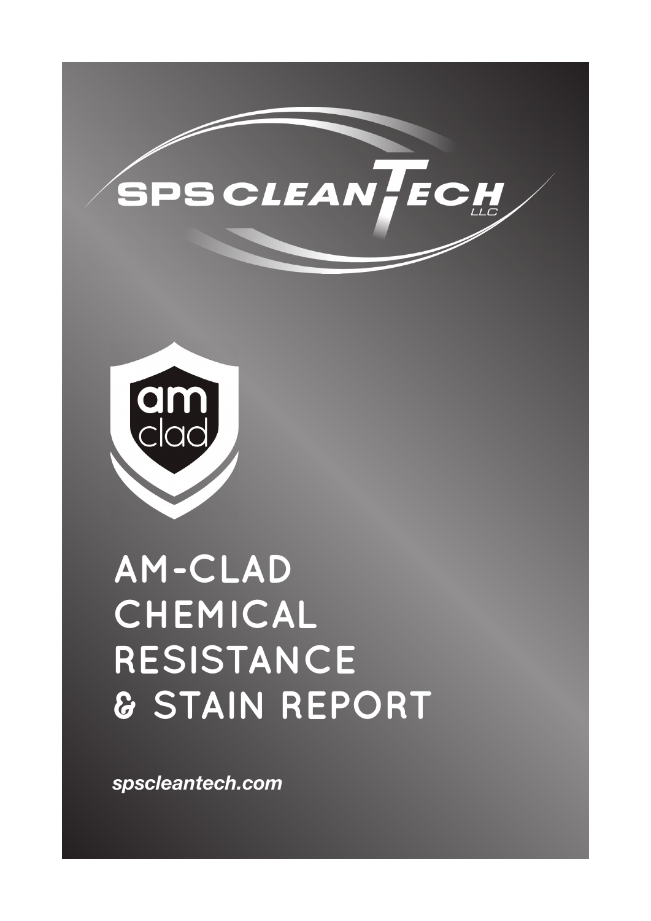SPS CLEANTECH LLC

am clad

# AM-CLAD CHEMICAL RESISTANCE & STAIN REPORT

*spscleantech.com*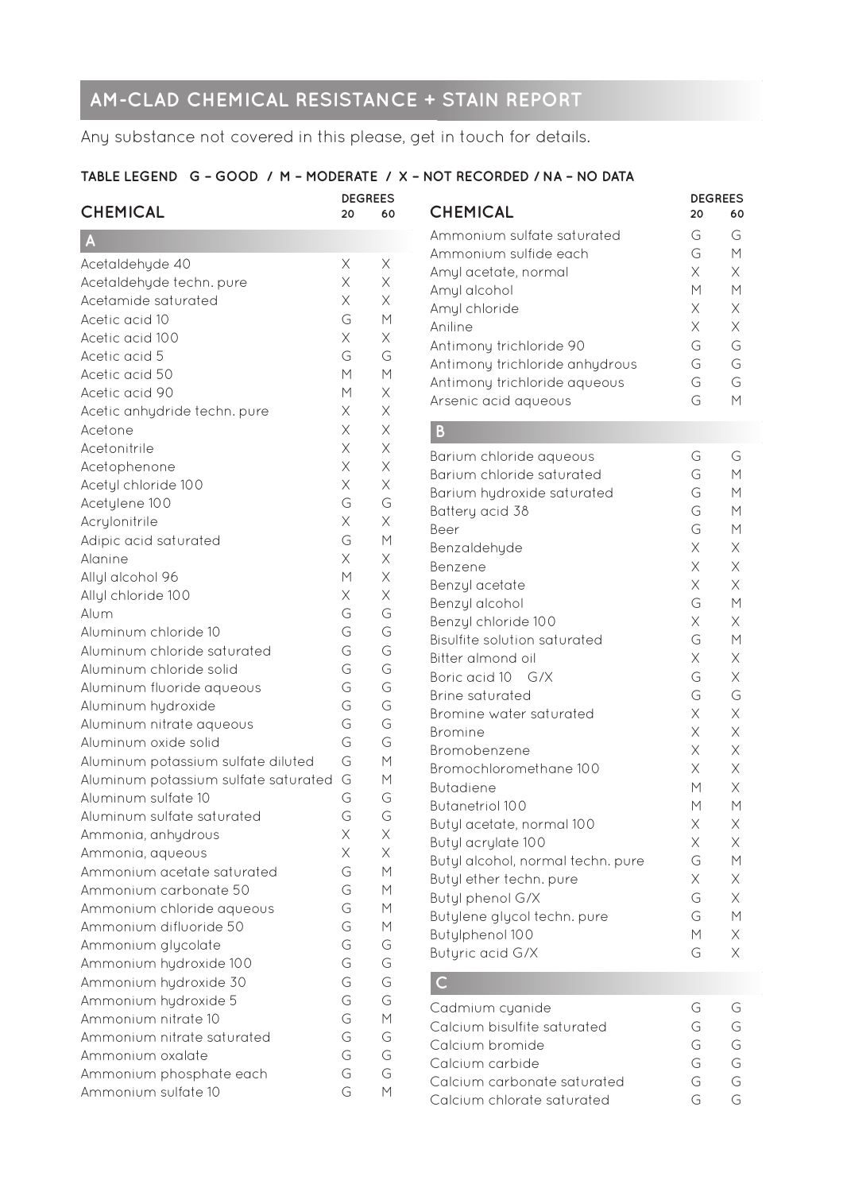## AM-CLAD CHEMICAL RESISTANCE + STAIN REPORT

Any substance not covered in this please, get in touch for details.

**TABLE LEGEND G – GOOD / M – MODERATE / X – NOT RECORDED / NA – NO DATA**

| CHEMICAL | DEGREES 20 | DEGREES 60 |
|---|---|---|
| **A** | | |
| Acetaldehyde 40 | X | X |
| Acetaldehyde techn. pure | X | X |
| Acetamide saturated | X | X |
| Acetic acid 10 | G | M |
| Acetic acid 100 | X | X |
| Acetic acid 5 | G | G |
| Acetic acid 50 | M | M |
| Acetic acid 90 | M | X |
| Acetic anhydride techn. pure | X | X |
| Acetone | X | X |
| Acetonitrile | X | X |
| Acetophenone | X | X |
| Acetyl chloride 100 | X | X |
| Acetylene 100 | G | G |
| Acrylonitrile | X | X |
| Adipic acid saturated | G | M |
| Alanine | X | X |
| Allyl alcohol 96 | M | X |
| Allyl chloride 100 | X | X |
| Alum | G | G |
| Aluminum chloride 10 | G | G |
| Aluminum chloride saturated | G | G |
| Aluminum chloride solid | G | G |
| Aluminum fluoride aqueous | G | G |
| Aluminum hydroxide | G | G |
| Aluminum nitrate aqueous | G | G |
| Aluminum oxide solid | G | G |
| Aluminum potassium sulfate diluted | G | M |
| Aluminum potassium sulfate saturated | G | M |
| Aluminum sulfate 10 | G | G |
| Aluminum sulfate saturated | G | G |
| Ammonia, anhydrous | X | X |
| Ammonia, aqueous | X | X |
| Ammonium acetate saturated | G | M |
| Ammonium carbonate 50 | G | M |
| Ammonium chloride aqueous | G | M |
| Ammonium difluoride 50 | G | M |
| Ammonium glycolate | G | G |
| Ammonium hydroxide 100 | G | G |
| Ammonium hydroxide 30 | G | G |
| Ammonium hydroxide 5 | G | G |
| Ammonium nitrate 10 | G | M |
| Ammonium nitrate saturated | G | G |
| Ammonium oxalate | G | G |
| Ammonium phosphate each | G | G |
| Ammonium sulfate 10 | G | M |
| Ammonium sulfate saturated | G | G |
| Ammonium sulfide each | G | M |
| Amyl acetate, normal | X | X |
| Amyl alcohol | M | M |
| Amyl chloride | X | X |
| Aniline | X | X |
| Antimony trichloride 90 | G | G |
| Antimony trichloride anhydrous | G | G |
| Antimony trichloride aqueous | G | G |
| Arsenic acid aqueous | G | M |
| **B** | | |
| Barium chloride aqueous | G | G |
| Barium chloride saturated | G | M |
| Barium hydroxide saturated | G | M |
| Battery acid 38 | G | M |
| Beer | G | M |
| Benzaldehyde | X | X |
| Benzene | X | X |
| Benzyl acetate | X | X |
| Benzyl alcohol | G | M |
| Benzyl chloride 100 | X | X |
| Bisulfite solution saturated | G | M |
| Bitter almond oil | X | X |
| Boric acid 10 G/X | G | X |
| Brine saturated | G | G |
| Bromine water saturated | X | X |
| Bromine | X | X |
| Bromobenzene | X | X |
| Bromochloromethane 100 | X | X |
| Butadiene | M | X |
| Butanetriol 100 | M | M |
| Butyl acetate, normal 100 | X | X |
| Butyl acrylate 100 | X | X |
| Butyl alcohol, normal techn. pure | G | M |
| Butyl ether techn. pure | X | X |
| Butyl phenol G/X | G | X |
| Butylene glycol techn. pure | G | M |
| Butylphenol 100 | M | X |
| Butyric acid G/X | G | X |
| **C** | | |
| Cadmium cyanide | G | G |
| Calcium bisulfite saturated | G | G |
| Calcium bromide | G | G |
| Calcium carbide | G | G |
| Calcium carbonate saturated | G | G |
| Calcium chlorate saturated | G | G |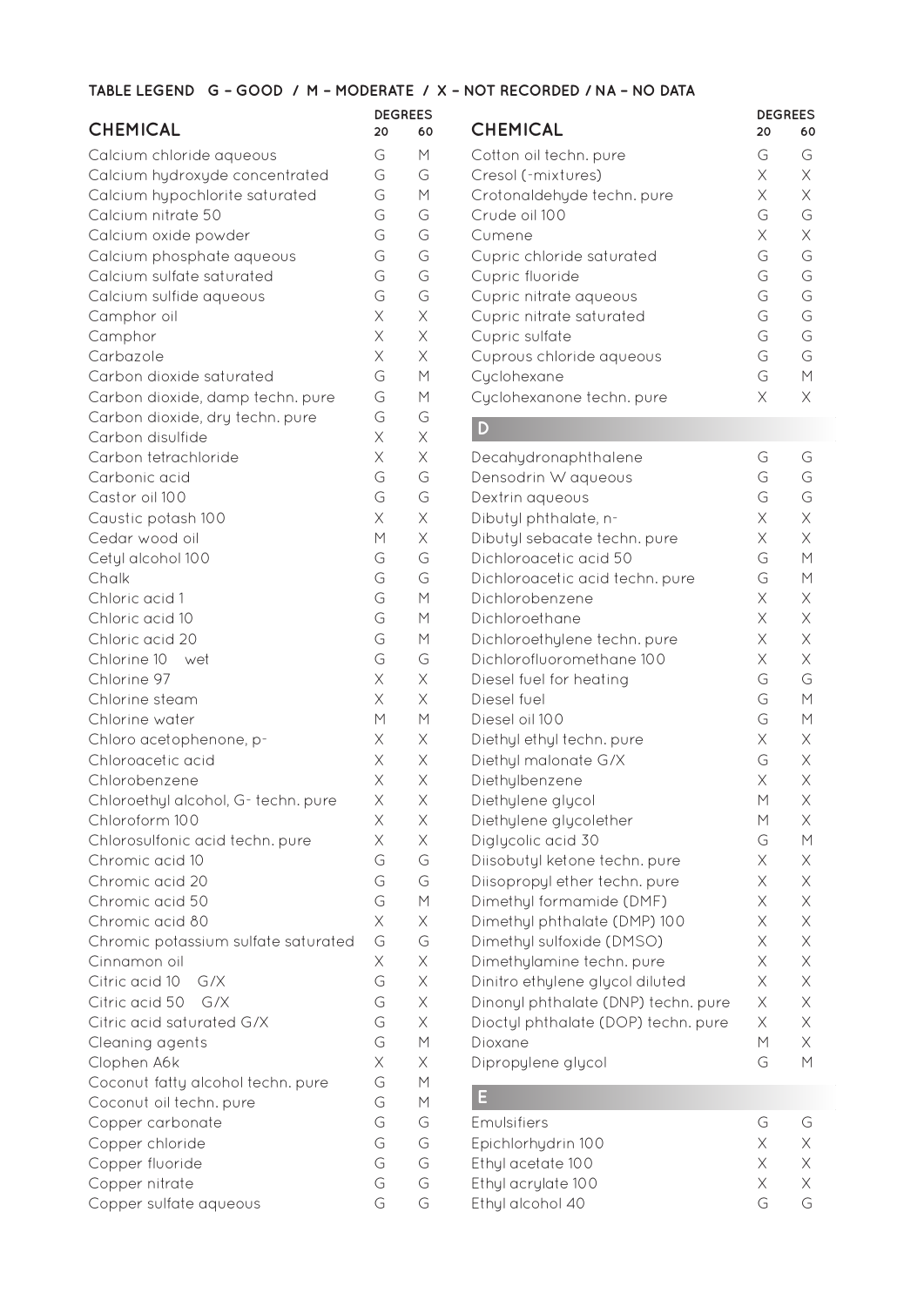**TABLE LEGEND G – GOOD / M – MODERATE / X – NOT RECORDED / NA – NO DATA**

| CHEMICAL | DEGREES 20 | DEGREES 60 |
|---|---|---|
| Calcium chloride aqueous | G | M |
| Calcium hydroxyde concentrated | G | G |
| Calcium hypochlorite saturated | G | M |
| Calcium nitrate 50 | G | G |
| Calcium oxide powder | G | G |
| Calcium phosphate aqueous | G | G |
| Calcium sulfate saturated | G | G |
| Calcium sulfide aqueous | G | G |
| Camphor oil | X | X |
| Camphor | X | X |
| Carbazole | X | X |
| Carbon dioxide saturated | G | M |
| Carbon dioxide, damp techn. pure | G | M |
| Carbon dioxide, dry techn. pure | G | G |
| Carbon disulfide | X | X |
| Carbon tetrachloride | X | X |
| Carbonic acid | G | G |
| Castor oil 100 | G | G |
| Caustic potash 100 | X | X |
| Cedar wood oil | M | X |
| Cetyl alcohol 100 | G | G |
| Chalk | G | G |
| Chloric acid 1 | G | M |
| Chloric acid 10 | G | M |
| Chloric acid 20 | G | M |
| Chlorine 10 wet | G | G |
| Chlorine 97 | X | X |
| Chlorine steam | X | X |
| Chlorine water | M | M |
| Chloro acetophenone, p- | X | X |
| Chloroacetic acid | X | X |
| Chlorobenzene | X | X |
| Chloroethyl alcohol, G- techn. pure | X | X |
| Chloroform 100 | X | X |
| Chlorosulfonic acid techn. pure | X | X |
| Chromic acid 10 | G | G |
| Chromic acid 20 | G | G |
| Chromic acid 50 | G | M |
| Chromic acid 80 | X | X |
| Chromic potassium sulfate saturated | G | G |
| Cinnamon oil | X | X |
| Citric acid 10 G/X | G | X |
| Citric acid 50 G/X | G | X |
| Citric acid saturated G/X | G | X |
| Cleaning agents | G | M |
| Clophen A6k | X | X |
| Coconut fatty alcohol techn. pure | G | M |
| Coconut oil techn. pure | G | M |
| Copper carbonate | G | G |
| Copper chloride | G | G |
| Copper fluoride | G | G |
| Copper nitrate | G | G |
| Copper sulfate aqueous | G | G |
| Cotton oil techn. pure | G | G |
| Cresol (-mixtures) | X | X |
| Crotonaldehyde techn. pure | X | X |
| Crude oil 100 | G | G |
| Cumene | X | X |
| Cupric chloride saturated | G | G |
| Cupric fluoride | G | G |
| Cupric nitrate aqueous | G | G |
| Cupric nitrate saturated | G | G |
| Cupric sulfate | G | G |
| Cuprous chloride aqueous | G | G |
| Cyclohexane | G | M |
| Cyclohexanone techn. pure | X | X |
| **D** | | |
| Decahydronaphthalene | G | G |
| Densodrin W aqueous | G | G |
| Dextrin aqueous | G | G |
| Dibutyl phthalate, n- | X | X |
| Dibutyl sebacate techn. pure | X | X |
| Dichloroacetic acid 50 | G | M |
| Dichloroacetic acid techn. pure | G | M |
| Dichlorobenzene | X | X |
| Dichloroethane | X | X |
| Dichloroethylene techn. pure | X | X |
| Dichlorofluoromethane 100 | X | X |
| Diesel fuel for heating | G | G |
| Diesel fuel | G | M |
| Diesel oil 100 | G | M |
| Diethyl ethyl techn. pure | X | X |
| Diethyl malonate G/X | G | X |
| Diethylbenzene | X | X |
| Diethylene glycol | M | X |
| Diethylene glycolether | M | X |
| Diglycolic acid 30 | G | M |
| Diisobutyl ketone techn. pure | X | X |
| Diisopropyl ether techn. pure | X | X |
| Dimethyl formamide (DMF) | X | X |
| Dimethyl phthalate (DMP) 100 | X | X |
| Dimethyl sulfoxide (DMSO) | X | X |
| Dimethylamine techn. pure | X | X |
| Dinitro ethylene glycol diluted | X | X |
| Dinonyl phthalate (DNP) techn. pure | X | X |
| Dioctyl phthalate (DOP) techn. pure | X | X |
| Dioxane | M | X |
| Dipropylene glycol | G | M |
| **E** | | |
| Emulsifiers | G | G |
| Epichlorhydrin 100 | X | X |
| Ethyl acetate 100 | X | X |
| Ethyl acrylate 100 | X | X |
| Ethyl alcohol 40 | G | G |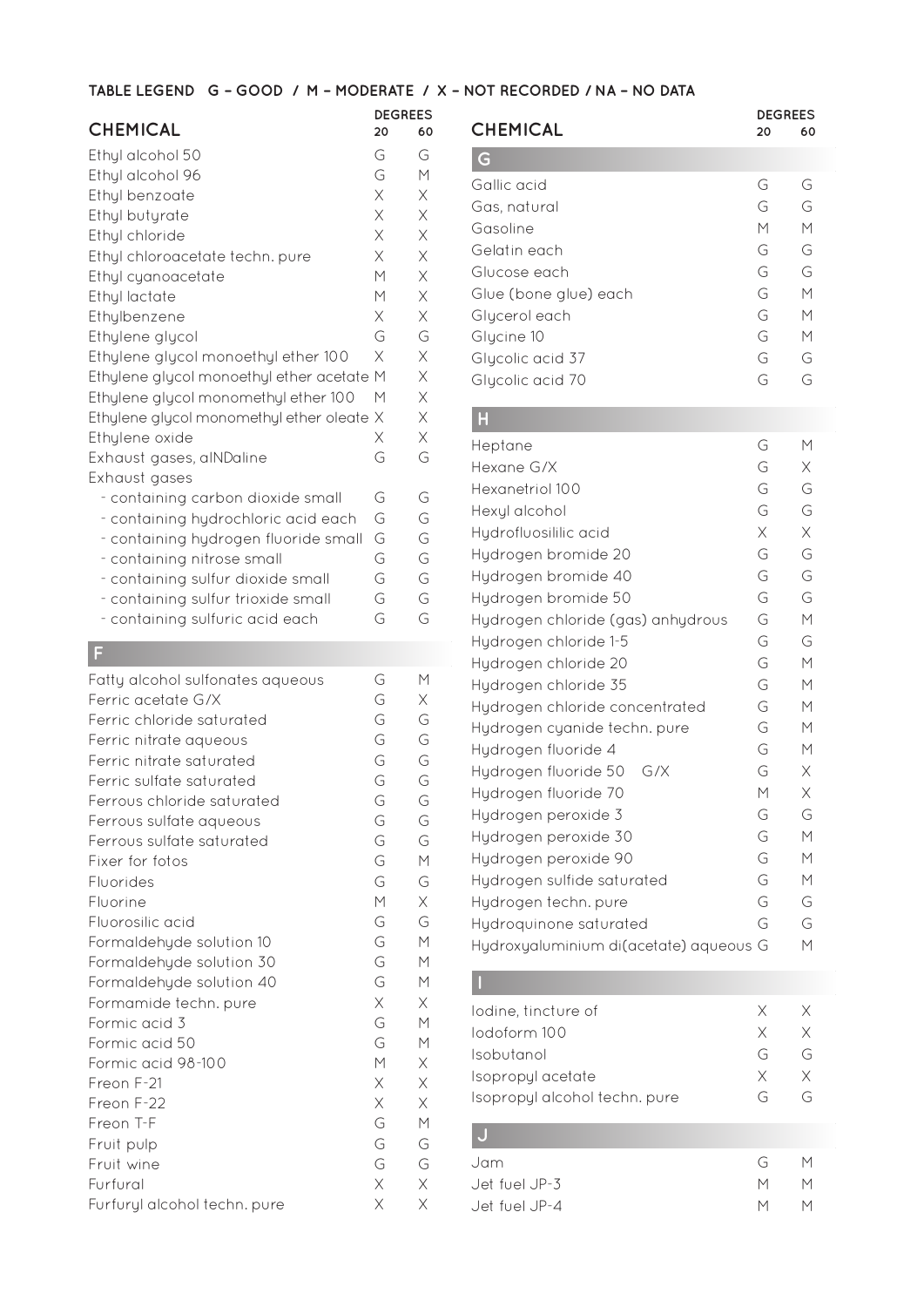**TABLE LEGEND G – GOOD / M – MODERATE / X – NOT RECORDED / NA – NO DATA**

| CHEMICAL | DEGREES 20 | DEGREES 60 |
|---|---|---|
| Ethyl alcohol 50 | G | G |
| Ethyl alcohol 96 | G | M |
| Ethyl benzoate | X | X |
| Ethyl butyrate | X | X |
| Ethyl chloride | X | X |
| Ethyl chloroacetate techn. pure | X | X |
| Ethyl cyanoacetate | M | X |
| Ethyl lactate | M | X |
| Ethylbenzene | X | X |
| Ethylene glycol | G | G |
| Ethylene glycol monoethyl ether 100 | X | X |
| Ethylene glycol monoethyl ether acetate | M | X |
| Ethylene glycol monomethyl ether 100 | M | X |
| Ethylene glycol monomethyl ether oleate | X | X |
| Ethylene oxide | X | X |
| Exhaust gases, alNDaline | G | G |
| Exhaust gases | | |
| - containing carbon dioxide small | G | G |
| - containing hydrochloric acid each | G | G |
| - containing hydrogen fluoride small | G | G |
| - containing nitrose small | G | G |
| - containing sulfur dioxide small | G | G |
| - containing sulfur trioxide small | G | G |
| - containing sulfuric acid each | G | G |
| **F** | | |
| Fatty alcohol sulfonates aqueous | G | M |
| Ferric acetate G/X | G | X |
| Ferric chloride saturated | G | G |
| Ferric nitrate aqueous | G | G |
| Ferric nitrate saturated | G | G |
| Ferric sulfate saturated | G | G |
| Ferrous chloride saturated | G | G |
| Ferrous sulfate aqueous | G | G |
| Ferrous sulfate saturated | G | G |
| Fixer for fotos | G | M |
| Fluorides | G | G |
| Fluorine | M | X |
| Fluorosilic acid | G | G |
| Formaldehyde solution 10 | G | M |
| Formaldehyde solution 30 | G | M |
| Formaldehyde solution 40 | G | M |
| Formamide techn. pure | X | X |
| Formic acid 3 | G | M |
| Formic acid 50 | G | M |
| Formic acid 98-100 | M | X |
| Freon F-21 | X | X |
| Freon F-22 | X | X |
| Freon T-F | G | M |
| Fruit pulp | G | G |
| Fruit wine | G | G |
| Furfural | X | X |
| Furfuryl alcohol techn. pure | X | X |

| CHEMICAL | DEGREES 20 | DEGREES 60 |
|---|---|---|
| **G** | | |
| Gallic acid | G | G |
| Gas, natural | G | G |
| Gasoline | M | M |
| Gelatin each | G | G |
| Glucose each | G | G |
| Glue (bone glue) each | G | M |
| Glycerol each | G | M |
| Glycine 10 | G | M |
| Glycolic acid 37 | G | G |
| Glycolic acid 70 | G | G |
| **H** | | |
| Heptane | G | M |
| Hexane G/X | G | X |
| Hexanetriol 100 | G | G |
| Hexyl alcohol | G | G |
| Hydrofluosililic acid | X | X |
| Hydrogen bromide 20 | G | G |
| Hydrogen bromide 40 | G | G |
| Hydrogen bromide 50 | G | G |
| Hydrogen chloride (gas) anhydrous | G | M |
| Hydrogen chloride 1-5 | G | G |
| Hydrogen chloride 20 | G | M |
| Hydrogen chloride 35 | G | M |
| Hydrogen chloride concentrated | G | M |
| Hydrogen cyanide techn. pure | G | M |
| Hydrogen fluoride 4 | G | M |
| Hydrogen fluoride 50 G/X | G | X |
| Hydrogen fluoride 70 | M | X |
| Hydrogen peroxide 3 | G | G |
| Hydrogen peroxide 30 | G | M |
| Hydrogen peroxide 90 | G | M |
| Hydrogen sulfide saturated | G | M |
| Hydrogen techn. pure | G | G |
| Hydroquinone saturated | G | G |
| Hydroxyaluminium di(acetate) aqueous | G | M |
| **I** | | |
| Iodine, tincture of | X | X |
| Iodoform 100 | X | X |
| Isobutanol | G | G |
| Isopropyl acetate | X | X |
| Isopropyl alcohol techn. pure | G | G |
| **J** | | |
| Jam | G | M |
| Jet fuel JP-3 | M | M |
| Jet fuel JP-4 | M | M |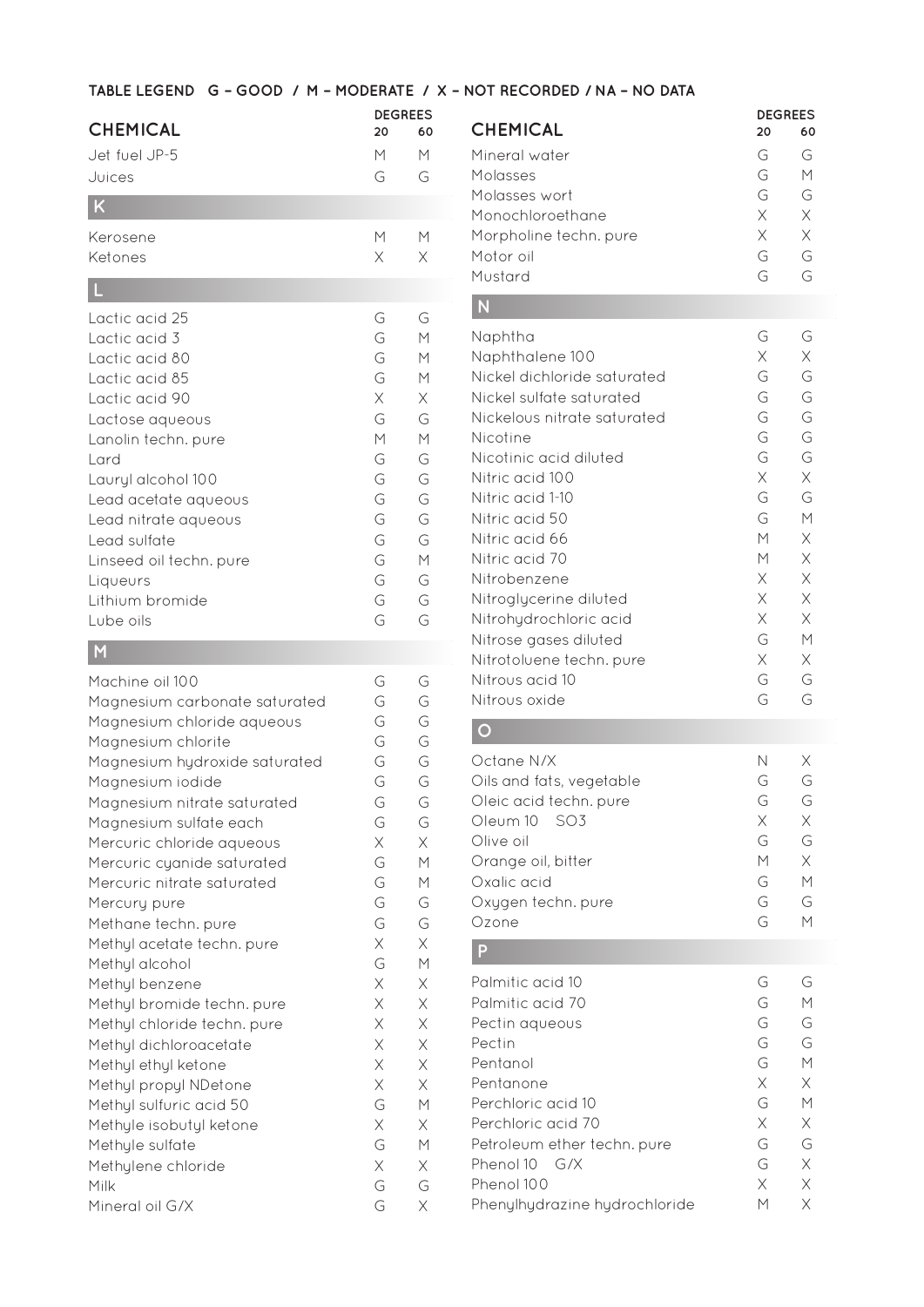**TABLE LEGEND G – GOOD / M – MODERATE / X – NOT RECORDED / NA – NO DATA**

| CHEMICAL | DEGREES 20 | 60 |
|---|---|---|
| Jet fuel JP-5 | M | M |
| Juices | G | G |
| **K** | | |
| Kerosene | M | M |
| Ketones | X | X |
| **L** | | |
| Lactic acid 25 | G | G |
| Lactic acid 3 | G | M |
| Lactic acid 80 | G | M |
| Lactic acid 85 | G | M |
| Lactic acid 90 | X | X |
| Lactose aqueous | G | G |
| Lanolin techn. pure | M | M |
| Lard | G | G |
| Lauryl alcohol 100 | G | G |
| Lead acetate aqueous | G | G |
| Lead nitrate aqueous | G | G |
| Lead sulfate | G | G |
| Linseed oil techn. pure | G | M |
| Liqueurs | G | G |
| Lithium bromide | G | G |
| Lube oils | G | G |
| **M** | | |
| Machine oil 100 | G | G |
| Magnesium carbonate saturated | G | G |
| Magnesium chloride aqueous | G | G |
| Magnesium chlorite | G | G |
| Magnesium hydroxide saturated | G | G |
| Magnesium iodide | G | G |
| Magnesium nitrate saturated | G | G |
| Magnesium sulfate each | G | G |
| Mercuric chloride aqueous | X | X |
| Mercuric cyanide saturated | G | M |
| Mercuric nitrate saturated | G | M |
| Mercury pure | G | G |
| Methane techn. pure | G | G |
| Methyl acetate techn. pure | X | X |
| Methyl alcohol | G | M |
| Methyl benzene | X | X |
| Methyl bromide techn. pure | X | X |
| Methyl chloride techn. pure | X | X |
| Methyl dichloroacetate | X | X |
| Methyl ethyl ketone | X | X |
| Methyl propyl NDetone | X | X |
| Methyl sulfuric acid 50 | G | M |
| Methyle isobutyl ketone | X | X |
| Methyle sulfate | G | M |
| Methylene chloride | X | X |
| Milk | G | G |
| Mineral oil G/X | G | X |
| Mineral water | G | G |
| Molasses | G | M |
| Molasses wort | G | G |
| Monochloroethane | X | X |
| Morpholine techn. pure | X | X |
| Motor oil | G | G |
| Mustard | G | G |
| **N** | | |
| Naphtha | G | G |
| Naphthalene 100 | X | X |
| Nickel dichloride saturated | G | G |
| Nickel sulfate saturated | G | G |
| Nickelous nitrate saturated | G | G |
| Nicotine | G | G |
| Nicotinic acid diluted | G | G |
| Nitric acid 100 | X | X |
| Nitric acid 1-10 | G | G |
| Nitric acid 50 | G | M |
| Nitric acid 66 | M | X |
| Nitric acid 70 | M | X |
| Nitrobenzene | X | X |
| Nitroglycerine diluted | X | X |
| Nitrohydrochloric acid | X | X |
| Nitrose gases diluted | G | M |
| Nitrotoluene techn. pure | X | X |
| Nitrous acid 10 | G | G |
| Nitrous oxide | G | G |
| **O** | | |
| Octane N/X | N | X |
| Oils and fats, vegetable | G | G |
| Oleic acid techn. pure | G | G |
| Oleum 10 SO3 | X | X |
| Olive oil | G | G |
| Orange oil, bitter | M | X |
| Oxalic acid | G | M |
| Oxygen techn. pure | G | G |
| Ozone | G | M |
| **P** | | |
| Palmitic acid 10 | G | G |
| Palmitic acid 70 | G | M |
| Pectin aqueous | G | G |
| Pectin | G | G |
| Pentanol | G | M |
| Pentanone | X | X |
| Perchloric acid 10 | G | M |
| Perchloric acid 70 | X | X |
| Petroleum ether techn. pure | G | G |
| Phenol 10 G/X | G | X |
| Phenol 100 | X | X |
| Phenylhydrazine hydrochloride | M | X |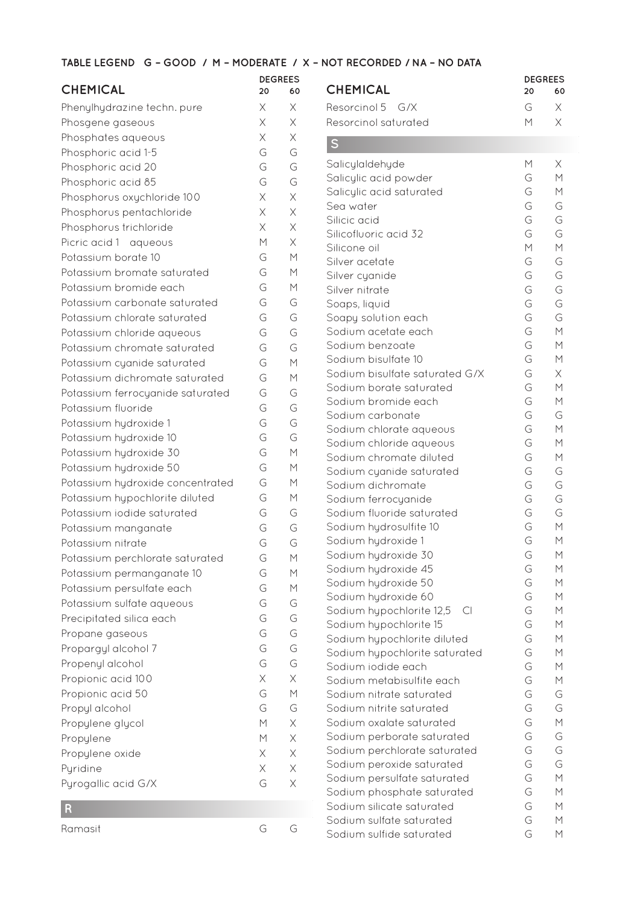**TABLE LEGEND G – GOOD / M – MODERATE / X – NOT RECORDED / NA – NO DATA**

| CHEMICAL | DEGREES 20 | DEGREES 60 |
|---|---|---|
| Phenylhydrazine techn. pure | X | X |
| Phosgene gaseous | X | X |
| Phosphates aqueous | X | X |
| Phosphoric acid 1-5 | G | G |
| Phosphoric acid 20 | G | G |
| Phosphoric acid 85 | G | G |
| Phosphorus oxychloride 100 | X | X |
| Phosphorus pentachloride | X | X |
| Phosphorus trichloride | X | X |
| Picric acid 1 aqueous | M | X |
| Potassium borate 10 | G | M |
| Potassium bromate saturated | G | M |
| Potassium bromide each | G | M |
| Potassium carbonate saturated | G | G |
| Potassium chlorate saturated | G | G |
| Potassium chloride aqueous | G | G |
| Potassium chromate saturated | G | G |
| Potassium cyanide saturated | G | M |
| Potassium dichromate saturated | G | M |
| Potassium ferrocyanide saturated | G | G |
| Potassium fluoride | G | G |
| Potassium hydroxide 1 | G | G |
| Potassium hydroxide 10 | G | G |
| Potassium hydroxide 30 | G | M |
| Potassium hydroxide 50 | G | M |
| Potassium hydroxide concentrated | G | M |
| Potassium hypochlorite diluted | G | M |
| Potassium iodide saturated | G | G |
| Potassium manganate | G | G |
| Potassium nitrate | G | G |
| Potassium perchlorate saturated | G | M |
| Potassium permanganate 10 | G | M |
| Potassium persulfate each | G | M |
| Potassium sulfate aqueous | G | G |
| Precipitated silica each | G | G |
| Propane gaseous | G | G |
| Propargyl alcohol 7 | G | G |
| Propenyl alcohol | G | G |
| Propionic acid 100 | X | X |
| Propionic acid 50 | G | M |
| Propyl alcohol | G | G |
| Propylene glycol | M | X |
| Propylene | M | X |
| Propylene oxide | X | X |
| Pyridine | X | X |
| Pyrogallic acid G/X | G | X |
| **R** | | |
| Ramasit | G | G |

| CHEMICAL | DEGREES 20 | DEGREES 60 |
|---|---|---|
| Resorcinol 5 G/X | G | X |
| Resorcinol saturated | M | X |
| **S** | | |
| Salicylaldehyde | M | X |
| Salicylic acid powder | G | M |
| Salicylic acid saturated | G | M |
| Sea water | G | G |
| Silicic acid | G | G |
| Silicofluoric acid 32 | G | G |
| Silicone oil | M | M |
| Silver acetate | G | G |
| Silver cyanide | G | G |
| Silver nitrate | G | G |
| Soaps, liquid | G | G |
| Soapy solution each | G | G |
| Sodium acetate each | G | M |
| Sodium benzoate | G | M |
| Sodium bisulfate 10 | G | M |
| Sodium bisulfate saturated G/X | G | X |
| Sodium borate saturated | G | M |
| Sodium bromide each | G | M |
| Sodium carbonate | G | G |
| Sodium chlorate aqueous | G | M |
| Sodium chloride aqueous | G | M |
| Sodium chromate diluted | G | M |
| Sodium cyanide saturated | G | G |
| Sodium dichromate | G | G |
| Sodium ferrocyanide | G | G |
| Sodium fluoride saturated | G | G |
| Sodium hydrosulfite 10 | G | M |
| Sodium hydroxide 1 | G | M |
| Sodium hydroxide 30 | G | M |
| Sodium hydroxide 45 | G | M |
| Sodium hydroxide 50 | G | M |
| Sodium hydroxide 60 | G | M |
| Sodium hypochlorite 12,5 Cl | G | M |
| Sodium hypochlorite 15 | G | M |
| Sodium hypochlorite diluted | G | M |
| Sodium hypochlorite saturated | G | M |
| Sodium iodide each | G | M |
| Sodium metabisulfite each | G | M |
| Sodium nitrate saturated | G | G |
| Sodium nitrite saturated | G | G |
| Sodium oxalate saturated | G | M |
| Sodium perborate saturated | G | G |
| Sodium perchlorate saturated | G | G |
| Sodium peroxide saturated | G | G |
| Sodium persulfate saturated | G | M |
| Sodium phosphate saturated | G | M |
| Sodium silicate saturated | G | M |
| Sodium sulfate saturated | G | M |
| Sodium sulfide saturated | G | M |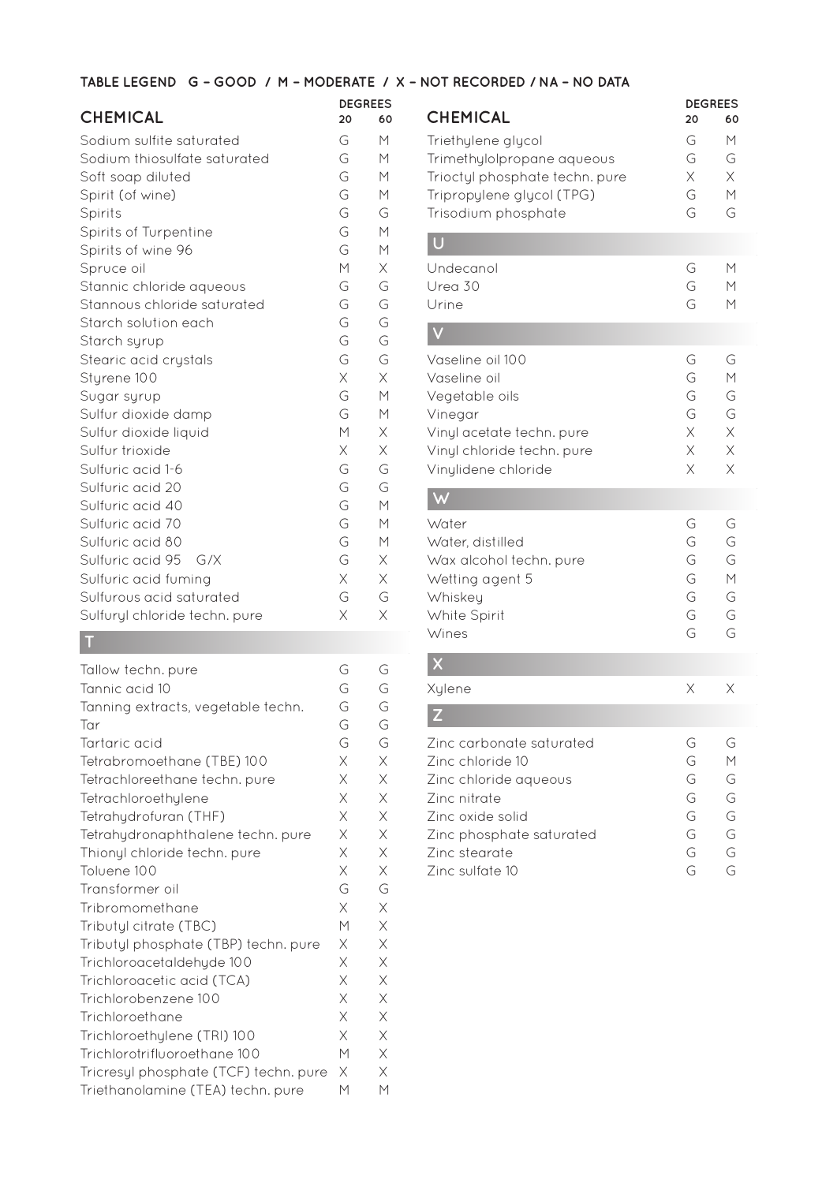**TABLE LEGEND G – GOOD / M – MODERATE / X – NOT RECORDED / NA – NO DATA**

| CHEMICAL | DEGREES 20 | DEGREES 60 |
|---|---|---|
| Sodium sulfite saturated | G | M |
| Sodium thiosulfate saturated | G | M |
| Soft soap diluted | G | M |
| Spirit (of wine) | G | M |
| Spirits | G | G |
| Spirits of Turpentine | G | M |
| Spirits of wine 96 | G | M |
| Spruce oil | M | X |
| Stannic chloride aqueous | G | G |
| Stannous chloride saturated | G | G |
| Starch solution each | G | G |
| Starch syrup | G | G |
| Stearic acid crystals | G | G |
| Styrene 100 | X | X |
| Sugar syrup | G | M |
| Sulfur dioxide damp | G | M |
| Sulfur dioxide liquid | M | X |
| Sulfur trioxide | X | X |
| Sulfuric acid 1-6 | G | G |
| Sulfuric acid 20 | G | G |
| Sulfuric acid 40 | G | M |
| Sulfuric acid 70 | G | M |
| Sulfuric acid 80 | G | M |
| Sulfuric acid 95 G/X | G | X |
| Sulfuric acid fuming | X | X |
| Sulfurous acid saturated | G | G |
| Sulfuryl chloride techn. pure | X | X |

## T

| CHEMICAL | DEGREES 20 | DEGREES 60 |
|---|---|---|
| Tallow techn. pure | G | G |
| Tannic acid 10 | G | G |
| Tanning extracts, vegetable techn. | G | G |
| Tar | G | G |
| Tartaric acid | G | G |
| Tetrabromoethane (TBE) 100 | X | X |
| Tetrachloreethane techn. pure | X | X |
| Tetrachloroethylene | X | X |
| Tetrahydrofuran (THF) | X | X |
| Tetrahydronaphthalene techn. pure | X | X |
| Thionyl chloride techn. pure | X | X |
| Toluene 100 | X | X |
| Transformer oil | G | G |
| Tribromomethane | X | X |
| Tributyl citrate (TBC) | M | X |
| Tributyl phosphate (TBP) techn. pure | X | X |
| Trichloroacetaldehyde 100 | X | X |
| Trichloroacetic acid (TCA) | X | X |
| Trichlorobenzene 100 | X | X |
| Trichloroethane | X | X |
| Trichloroethylene (TRI) 100 | X | X |
| Trichlorotrifluoroethane 100 | M | X |
| Tricresyl phosphate (TCF) techn. pure | X | X |
| Triethanolamine (TEA) techn. pure | M | M |
| Triethylene glycol | G | M |
| Trimethylolpropane aqueous | G | G |
| Trioctyl phosphate techn. pure | X | X |
| Tripropylene glycol (TPG) | G | M |
| Trisodium phosphate | G | G |

## U

| CHEMICAL | DEGREES 20 | DEGREES 60 |
|---|---|---|
| Undecanol | G | M |
| Urea 30 | G | M |
| Urine | G | M |

## V

| CHEMICAL | DEGREES 20 | DEGREES 60 |
|---|---|---|
| Vaseline oil 100 | G | G |
| Vaseline oil | G | M |
| Vegetable oils | G | G |
| Vinegar | G | G |
| Vinyl acetate techn. pure | X | X |
| Vinyl chloride techn. pure | X | X |
| Vinylidene chloride | X | X |

## W

| CHEMICAL | DEGREES 20 | DEGREES 60 |
|---|---|---|
| Water | G | G |
| Water, distilled | G | G |
| Wax alcohol techn. pure | G | G |
| Wetting agent 5 | G | M |
| Whiskey | G | G |
| White Spirit | G | G |
| Wines | G | G |

## X

| CHEMICAL | DEGREES 20 | DEGREES 60 |
|---|---|---|
| Xylene | X | X |

## Z

| CHEMICAL | DEGREES 20 | DEGREES 60 |
|---|---|---|
| Zinc carbonate saturated | G | G |
| Zinc chloride 10 | G | M |
| Zinc chloride aqueous | G | G |
| Zinc nitrate | G | G |
| Zinc oxide solid | G | G |
| Zinc phosphate saturated | G | G |
| Zinc stearate | G | G |
| Zinc sulfate 10 | G | G |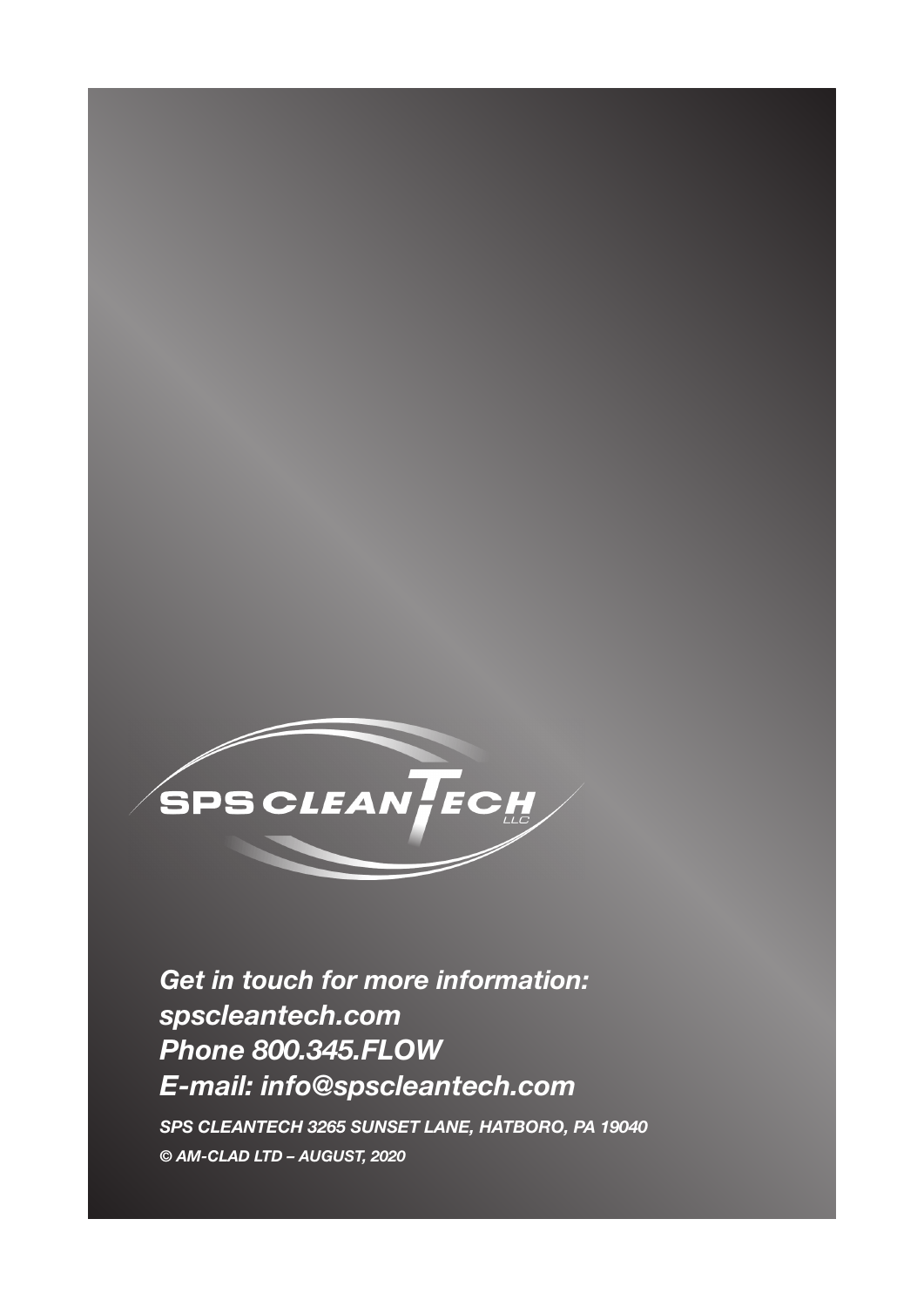SPS CLEANTECH LLC

*Get in touch for more information:*
*spscleantech.com*
*Phone 800.345.FLOW*
*E-mail: info@spscleantech.com*

*SPS CLEANTECH 3265 SUNSET LANE, HATBORO, PA 19040*

*© AM-CLAD LTD – AUGUST, 2020*